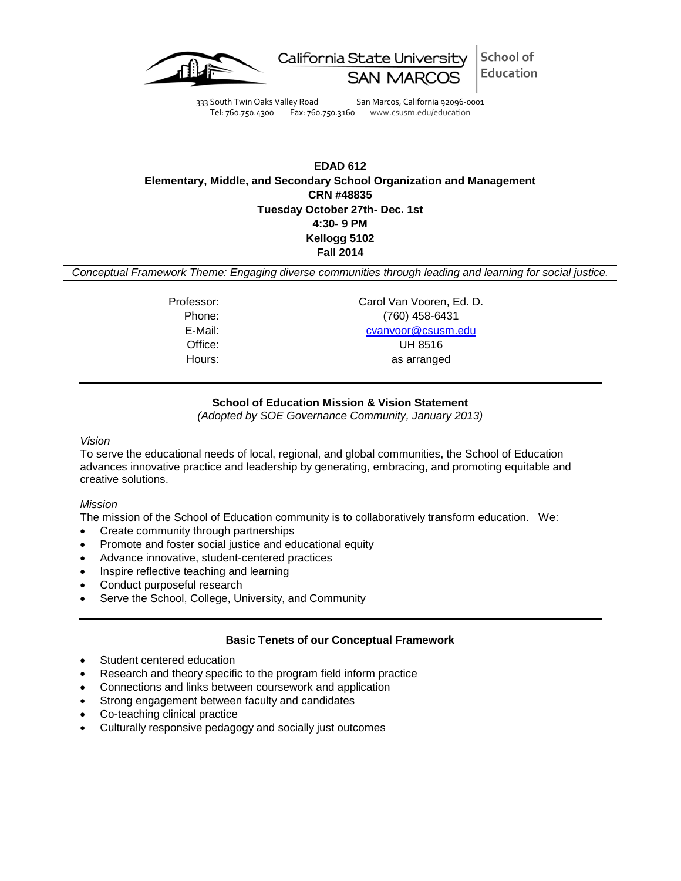California State University SAN MARCOS | School of Education

333 South Twin Oaks Valley Road San Marcos, California 92096-0001
Tel: 760.750.4300 Fax: 760.750.3160 www.csusm.edu/education

---

**EDAD 612**
**Elementary, Middle, and Secondary School Organization and Management**
**CRN #48835**
**Tuesday October 27th- Dec. 1st**
**4:30- 9 PM**
**Kellogg 5102**
**Fall 2014**

*Conceptual Framework Theme: Engaging diverse communities through leading and learning for social justice.*

| | |
|---|---|
| Professor: | Carol Van Vooren, Ed. D. |
| Phone: | (760) 458-6431 |
| E-Mail: | cvanvoor@csusm.edu |
| Office: | UH 8516 |
| Hours: | as arranged |

---

## School of Education Mission & Vision Statement

*(Adopted by SOE Governance Community, January 2013)*

*Vision*

To serve the educational needs of local, regional, and global communities, the School of Education advances innovative practice and leadership by generating, embracing, and promoting equitable and creative solutions.

*Mission*

The mission of the School of Education community is to collaboratively transform education. We:

- Create community through partnerships
- Promote and foster social justice and educational equity
- Advance innovative, student-centered practices
- Inspire reflective teaching and learning
- Conduct purposeful research
- Serve the School, College, University, and Community

---

## Basic Tenets of our Conceptual Framework

- Student centered education
- Research and theory specific to the program field inform practice
- Connections and links between coursework and application
- Strong engagement between faculty and candidates
- Co-teaching clinical practice
- Culturally responsive pedagogy and socially just outcomes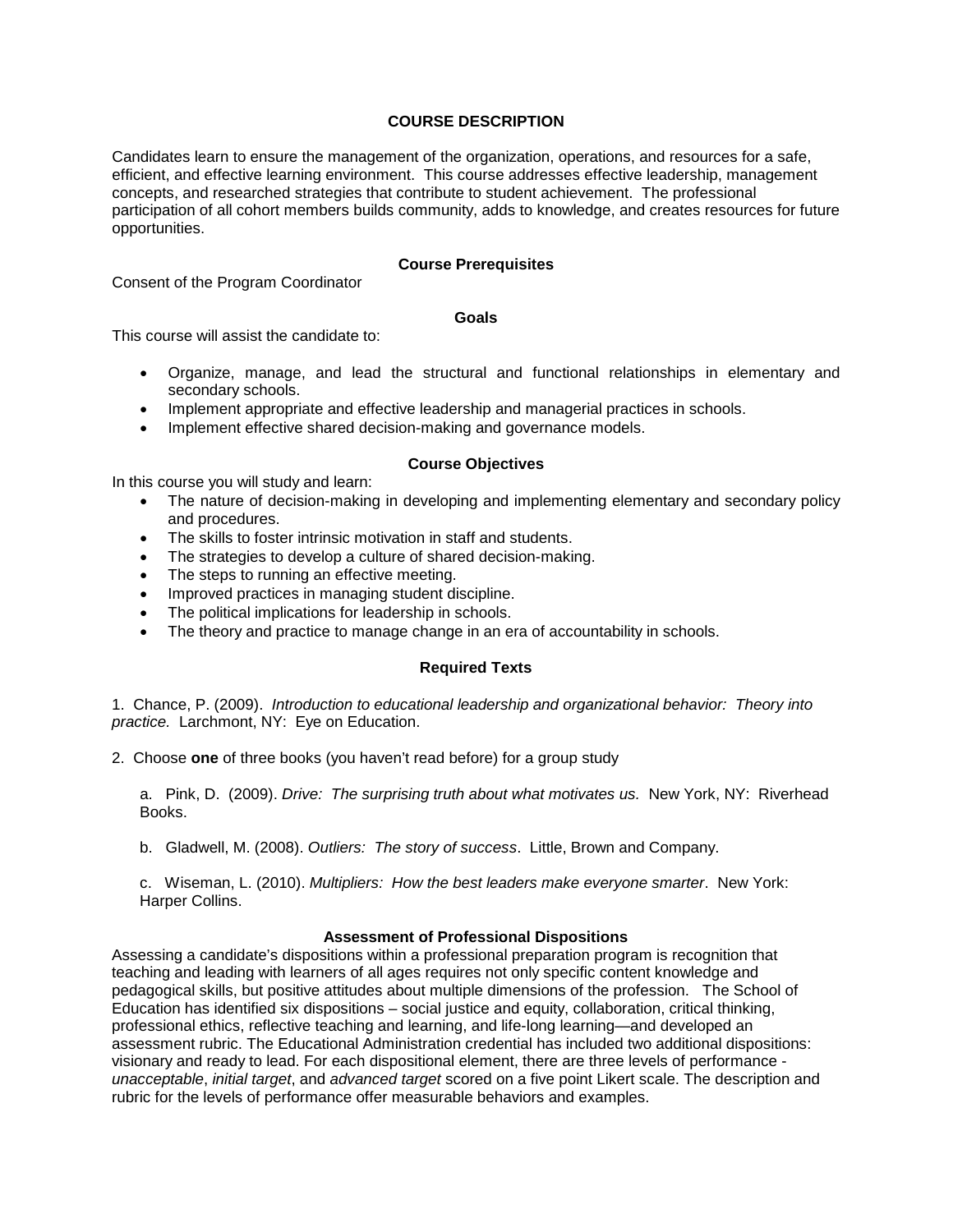## COURSE DESCRIPTION

Candidates learn to ensure the management of the organization, operations, and resources for a safe, efficient, and effective learning environment. This course addresses effective leadership, management concepts, and researched strategies that contribute to student achievement. The professional participation of all cohort members builds community, adds to knowledge, and creates resources for future opportunities.

### Course Prerequisites

Consent of the Program Coordinator

### Goals

This course will assist the candidate to:

- Organize, manage, and lead the structural and functional relationships in elementary and secondary schools.
- Implement appropriate and effective leadership and managerial practices in schools.
- Implement effective shared decision-making and governance models.

### Course Objectives

In this course you will study and learn:

- The nature of decision-making in developing and implementing elementary and secondary policy and procedures.
- The skills to foster intrinsic motivation in staff and students.
- The strategies to develop a culture of shared decision-making.
- The steps to running an effective meeting.
- Improved practices in managing student discipline.
- The political implications for leadership in schools.
- The theory and practice to manage change in an era of accountability in schools.

### Required Texts

1. Chance, P. (2009). *Introduction to educational leadership and organizational behavior: Theory into practice.* Larchmont, NY: Eye on Education.

2. Choose **one** of three books (you haven't read before) for a group study

   a. Pink, D. (2009). *Drive: The surprising truth about what motivates us.* New York, NY: Riverhead Books.

   b. Gladwell, M. (2008). *Outliers: The story of success*. Little, Brown and Company.

   c. Wiseman, L. (2010). *Multipliers: How the best leaders make everyone smarter*. New York: Harper Collins.

### Assessment of Professional Dispositions

Assessing a candidate's dispositions within a professional preparation program is recognition that teaching and leading with learners of all ages requires not only specific content knowledge and pedagogical skills, but positive attitudes about multiple dimensions of the profession. The School of Education has identified six dispositions – social justice and equity, collaboration, critical thinking, professional ethics, reflective teaching and learning, and life-long learning—and developed an assessment rubric. The Educational Administration credential has included two additional dispositions: visionary and ready to lead. For each dispositional element, there are three levels of performance - *unacceptable*, *initial target*, and *advanced target* scored on a five point Likert scale. The description and rubric for the levels of performance offer measurable behaviors and examples.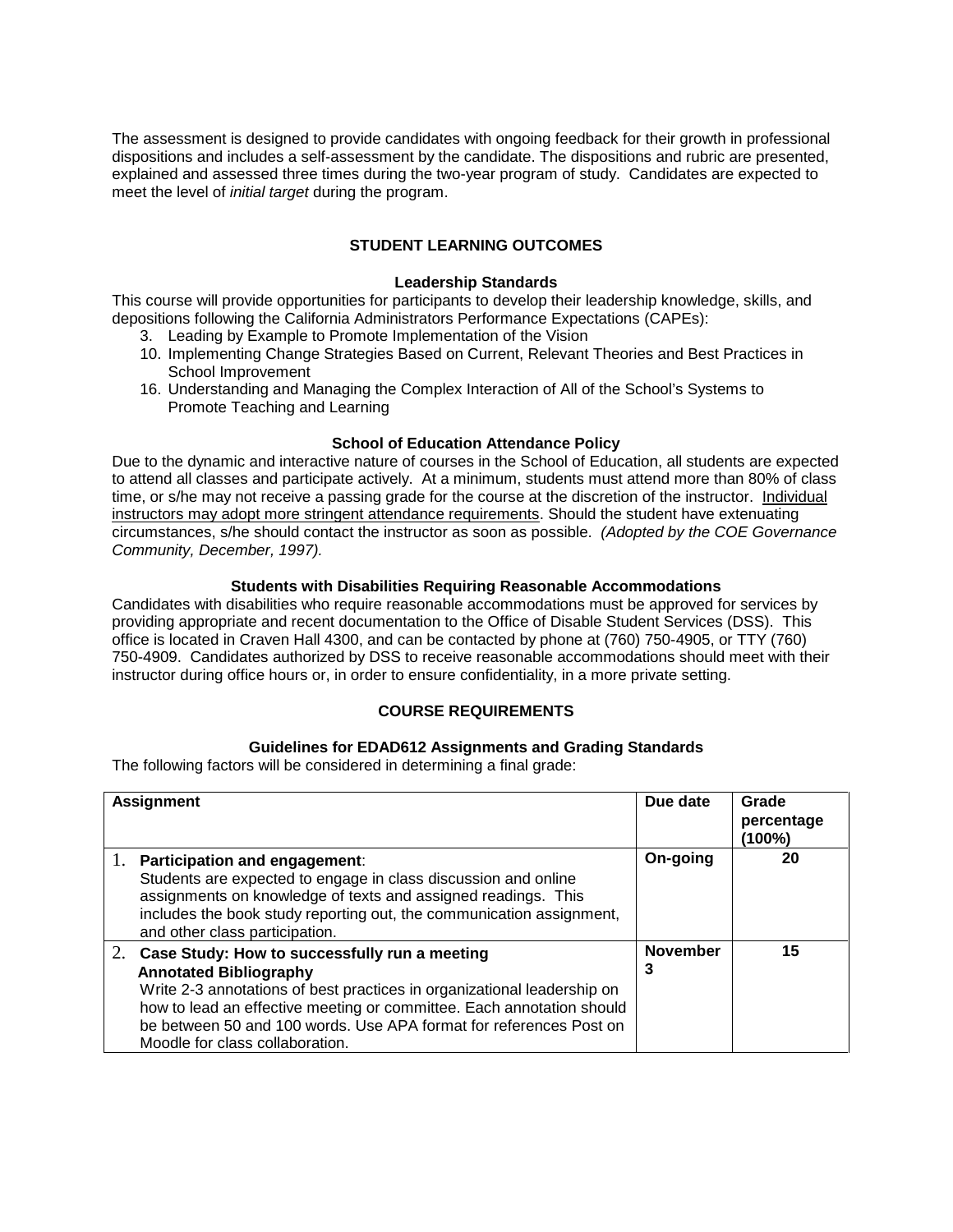The assessment is designed to provide candidates with ongoing feedback for their growth in professional dispositions and includes a self-assessment by the candidate. The dispositions and rubric are presented, explained and assessed three times during the two-year program of study. Candidates are expected to meet the level of *initial target* during the program.

## STUDENT LEARNING OUTCOMES

### Leadership Standards

This course will provide opportunities for participants to develop their leadership knowledge, skills, and depositions following the California Administrators Performance Expectations (CAPEs):

3. Leading by Example to Promote Implementation of the Vision
10. Implementing Change Strategies Based on Current, Relevant Theories and Best Practices in School Improvement
16. Understanding and Managing the Complex Interaction of All of the School's Systems to Promote Teaching and Learning

### School of Education Attendance Policy

Due to the dynamic and interactive nature of courses in the School of Education, all students are expected to attend all classes and participate actively. At a minimum, students must attend more than 80% of class time, or s/he may not receive a passing grade for the course at the discretion of the instructor. Individual instructors may adopt more stringent attendance requirements. Should the student have extenuating circumstances, s/he should contact the instructor as soon as possible. *(Adopted by the COE Governance Community, December, 1997).*

### Students with Disabilities Requiring Reasonable Accommodations

Candidates with disabilities who require reasonable accommodations must be approved for services by providing appropriate and recent documentation to the Office of Disable Student Services (DSS). This office is located in Craven Hall 4300, and can be contacted by phone at (760) 750-4905, or TTY (760) 750-4909. Candidates authorized by DSS to receive reasonable accommodations should meet with their instructor during office hours or, in order to ensure confidentiality, in a more private setting.

## COURSE REQUIREMENTS

### Guidelines for EDAD612 Assignments and Grading Standards

The following factors will be considered in determining a final grade:

| Assignment | Due date | Grade percentage (100%) |
|---|---|---|
| 1. **Participation and engagement**: Students are expected to engage in class discussion and online assignments on knowledge of texts and assigned readings. This includes the book study reporting out, the communication assignment, and other class participation. | **On-going** | **20** |
| 2. **Case Study: How to successfully run a meeting** **Annotated Bibliography** Write 2-3 annotations of best practices in organizational leadership on how to lead an effective meeting or committee. Each annotation should be between 50 and 100 words. Use APA format for references Post on Moodle for class collaboration. | **November 3** | **15** |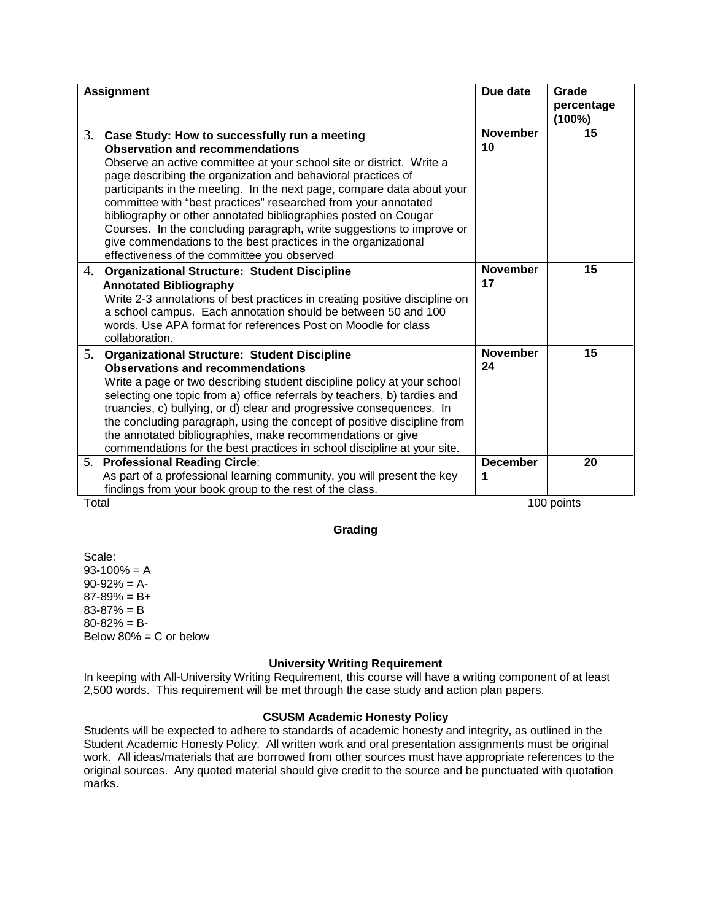| Assignment | Due date | Grade percentage (100%) |
|---|---|---|
| 3. **Case Study: How to successfully run a meeting** **Observation and recommendations** Observe an active committee at your school site or district. Write a page describing the organization and behavioral practices of participants in the meeting. In the next page, compare data about your committee with "best practices" researched from your annotated bibliography or other annotated bibliographies posted on Cougar Courses. In the concluding paragraph, write suggestions to improve or give commendations to the best practices in the organizational effectiveness of the committee you observed | **November 10** | **15** |
| 4. **Organizational Structure: Student Discipline** **Annotated Bibliography** Write 2-3 annotations of best practices in creating positive discipline on a school campus. Each annotation should be between 50 and 100 words. Use APA format for references Post on Moodle for class collaboration. | **November 17** | **15** |
| 5. **Organizational Structure: Student Discipline** **Observations and recommendations** Write a page or two describing student discipline policy at your school selecting one topic from a) office referrals by teachers, b) tardies and truancies, c) bullying, or d) clear and progressive consequences. In the concluding paragraph, using the concept of positive discipline from the annotated bibliographies, make recommendations or give commendations for the best practices in school discipline at your site. | **November 24** | **15** |
| 5. **Professional Reading Circle**: As part of a professional learning community, you will present the key findings from your book group to the rest of the class. | **December 1** | **20** |
| Total | | 100 points |

### Grading

Scale:
93-100% = A
90-92% = A-
87-89% = B+
83-87% = B
80-82% = B-
Below 80% = C or below

### University Writing Requirement

In keeping with All-University Writing Requirement, this course will have a writing component of at least 2,500 words. This requirement will be met through the case study and action plan papers.

### CSUSM Academic Honesty Policy

Students will be expected to adhere to standards of academic honesty and integrity, as outlined in the Student Academic Honesty Policy. All written work and oral presentation assignments must be original work. All ideas/materials that are borrowed from other sources must have appropriate references to the original sources. Any quoted material should give credit to the source and be punctuated with quotation marks.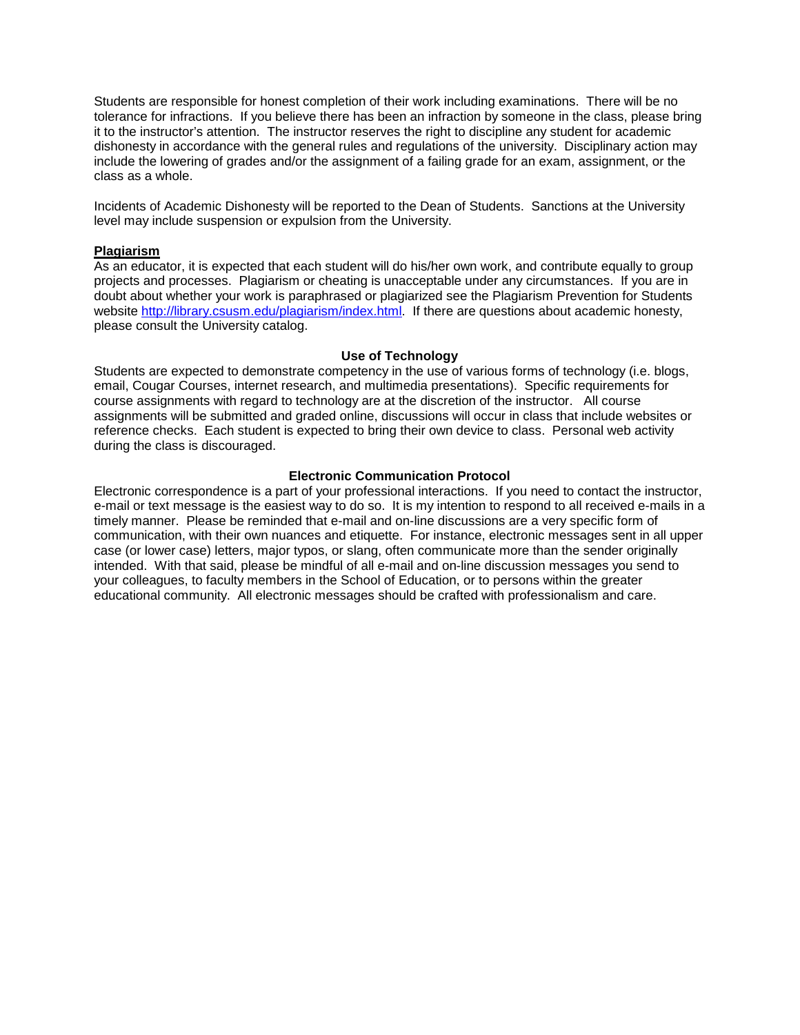Students are responsible for honest completion of their work including examinations. There will be no tolerance for infractions. If you believe there has been an infraction by someone in the class, please bring it to the instructor's attention. The instructor reserves the right to discipline any student for academic dishonesty in accordance with the general rules and regulations of the university. Disciplinary action may include the lowering of grades and/or the assignment of a failing grade for an exam, assignment, or the class as a whole.

Incidents of Academic Dishonesty will be reported to the Dean of Students. Sanctions at the University level may include suspension or expulsion from the University.

**Plagiarism**

As an educator, it is expected that each student will do his/her own work, and contribute equally to group projects and processes. Plagiarism or cheating is unacceptable under any circumstances. If you are in doubt about whether your work is paraphrased or plagiarized see the Plagiarism Prevention for Students website [http://library.csusm.edu/plagiarism/index.html](http://library.csusm.edu/plagiarism/index.html). If there are questions about academic honesty, please consult the University catalog.

### Use of Technology

Students are expected to demonstrate competency in the use of various forms of technology (i.e. blogs, email, Cougar Courses, internet research, and multimedia presentations). Specific requirements for course assignments with regard to technology are at the discretion of the instructor. All course assignments will be submitted and graded online, discussions will occur in class that include websites or reference checks. Each student is expected to bring their own device to class. Personal web activity during the class is discouraged.

### Electronic Communication Protocol

Electronic correspondence is a part of your professional interactions. If you need to contact the instructor, e-mail or text message is the easiest way to do so. It is my intention to respond to all received e-mails in a timely manner. Please be reminded that e-mail and on-line discussions are a very specific form of communication, with their own nuances and etiquette. For instance, electronic messages sent in all upper case (or lower case) letters, major typos, or slang, often communicate more than the sender originally intended. With that said, please be mindful of all e-mail and on-line discussion messages you send to your colleagues, to faculty members in the School of Education, or to persons within the greater educational community. All electronic messages should be crafted with professionalism and care.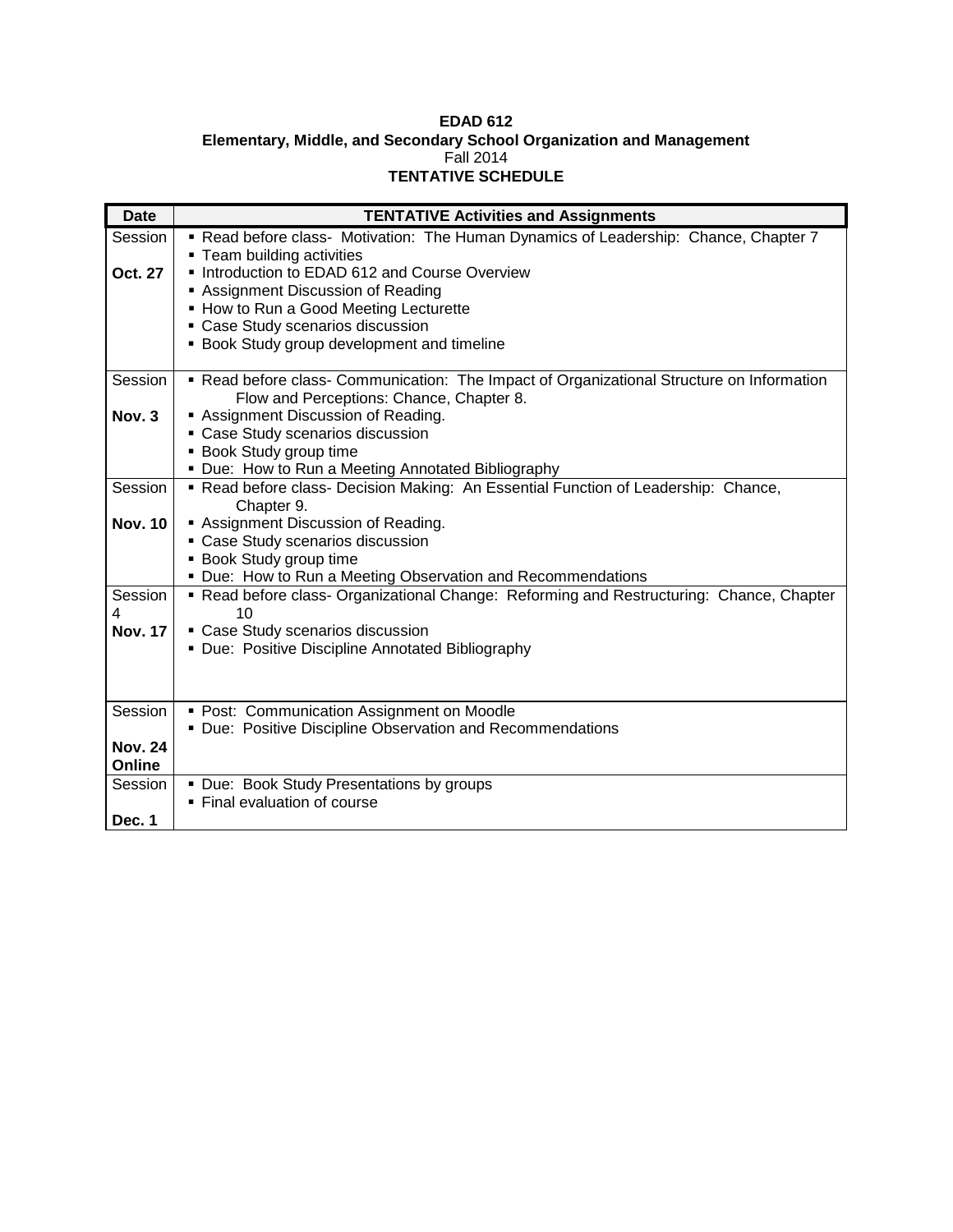**EDAD 612**
**Elementary, Middle, and Secondary School Organization and Management**
Fall 2014
**TENTATIVE SCHEDULE**

| Date | TENTATIVE Activities and Assignments |
|---|---|
| Session **Oct. 27** | ▪ Read before class- Motivation: The Human Dynamics of Leadership: Chance, Chapter 7<br>▪ Team building activities<br>▪ Introduction to EDAD 612 and Course Overview<br>▪ Assignment Discussion of Reading<br>▪ How to Run a Good Meeting Lecturette<br>▪ Case Study scenarios discussion<br>▪ Book Study group development and timeline |
| Session **Nov. 3** | ▪ Read before class- Communication: The Impact of Organizational Structure on Information Flow and Perceptions: Chance, Chapter 8.<br>▪ Assignment Discussion of Reading.<br>▪ Case Study scenarios discussion<br>▪ Book Study group time<br>▪ Due: How to Run a Meeting Annotated Bibliography |
| Session **Nov. 10** | ▪ Read before class- Decision Making: An Essential Function of Leadership: Chance, Chapter 9.<br>▪ Assignment Discussion of Reading.<br>▪ Case Study scenarios discussion<br>▪ Book Study group time<br>▪ Due: How to Run a Meeting Observation and Recommendations |
| Session 4 **Nov. 17** | ▪ Read before class- Organizational Change: Reforming and Restructuring: Chance, Chapter 10<br>▪ Case Study scenarios discussion<br>▪ Due: Positive Discipline Annotated Bibliography |
| Session **Nov. 24 Online** | ▪ Post: Communication Assignment on Moodle<br>▪ Due: Positive Discipline Observation and Recommendations |
| Session **Dec. 1** | ▪ Due: Book Study Presentations by groups<br>▪ Final evaluation of course |